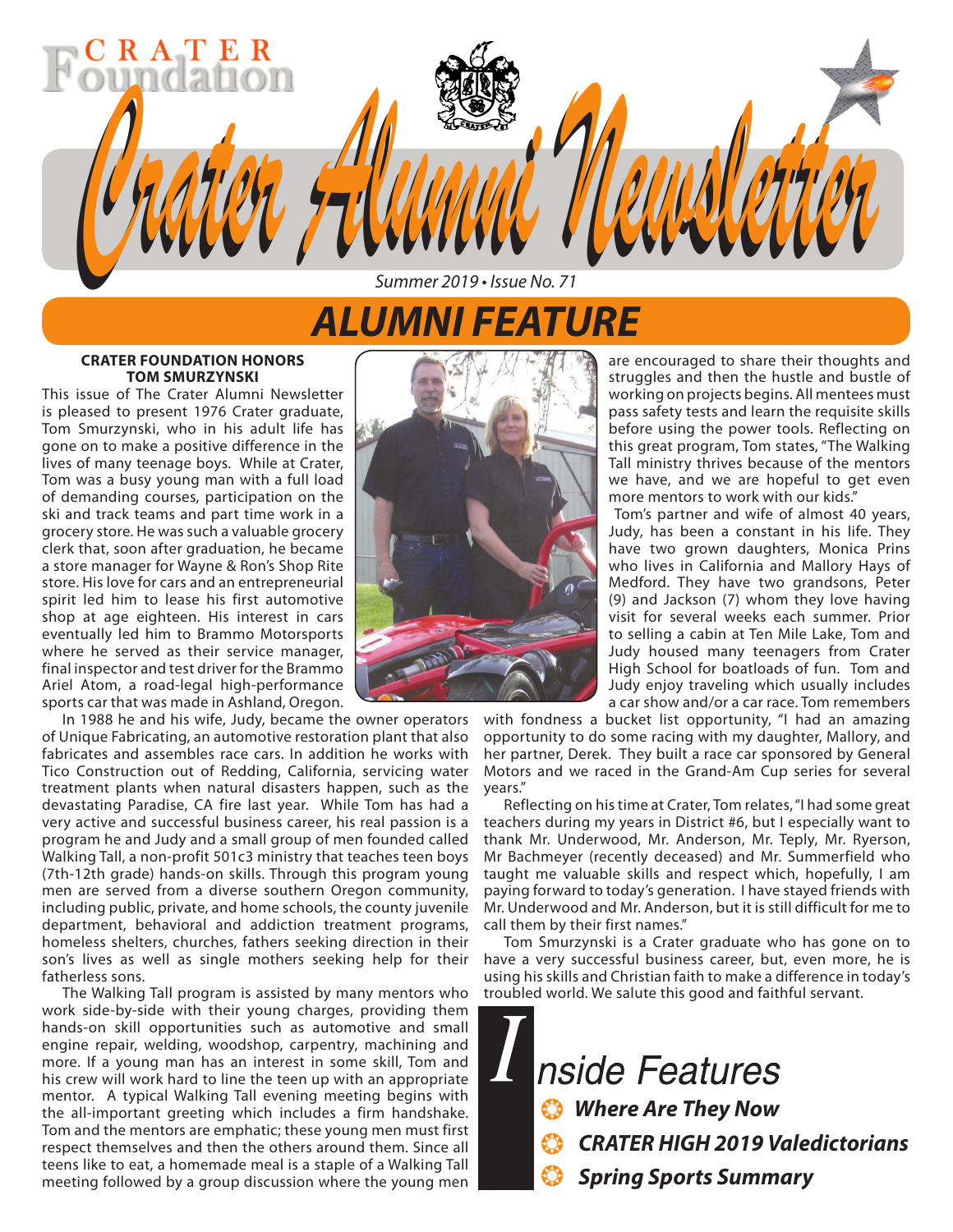CRATER Foundation

# Crater Alumni Newsletter

*Summer 2019 • Issue No. 71*

# ALUMNI FEATURE

### CRATER FOUNDATION HONORS TOM SMURZYNSKI

This issue of The Crater Alumni Newsletter is pleased to present 1976 Crater graduate, Tom Smurzynski, who in his adult life has gone on to make a positive difference in the lives of many teenage boys. While at Crater, Tom was a busy young man with a full load of demanding courses, participation on the ski and track teams and part time work in a grocery store. He was such a valuable grocery clerk that, soon after graduation, he became a store manager for Wayne & Ron's Shop Rite store. His love for cars and an entrepreneurial spirit led him to lease his first automotive shop at age eighteen. His interest in cars eventually led him to Brammo Motorsports where he served as their service manager, final inspector and test driver for the Brammo Ariel Atom, a road-legal high-performance sports car that was made in Ashland, Oregon.

In 1988 he and his wife, Judy, became the owner operators of Unique Fabricating, an automotive restoration plant that also fabricates and assembles race cars. In addition he works with Tico Construction out of Redding, California, servicing water treatment plants when natural disasters happen, such as the devastating Paradise, CA fire last year. While Tom has had a very active and successful business career, his real passion is a program he and Judy and a small group of men founded called Walking Tall, a non-profit 501c3 ministry that teaches teen boys (7th-12th grade) hands-on skills. Through this program young men are served from a diverse southern Oregon community, including public, private, and home schools, the county juvenile department, behavioral and addiction treatment programs, homeless shelters, churches, fathers seeking direction in their son's lives as well as single mothers seeking help for their fatherless sons.

The Walking Tall program is assisted by many mentors who work side-by-side with their young charges, providing them hands-on skill opportunities such as automotive and small engine repair, welding, woodshop, carpentry, machining and more. If a young man has an interest in some skill, Tom and his crew will work hard to line the teen up with an appropriate mentor. A typical Walking Tall evening meeting begins with the all-important greeting which includes a firm handshake. Tom and the mentors are emphatic; these young men must first respect themselves and then the others around them. Since all teens like to eat, a homemade meal is a staple of a Walking Tall meeting followed by a group discussion where the young men are encouraged to share their thoughts and struggles and then the hustle and bustle of working on projects begins. All mentees must pass safety tests and learn the requisite skills before using the power tools. Reflecting on this great program, Tom states, "The Walking Tall ministry thrives because of the mentors we have, and we are hopeful to get even more mentors to work with our kids."

Tom's partner and wife of almost 40 years, Judy, has been a constant in his life. They have two grown daughters, Monica Prins who lives in California and Mallory Hays of Medford. They have two grandsons, Peter (9) and Jackson (7) whom they love having visit for several weeks each summer. Prior to selling a cabin at Ten Mile Lake, Tom and Judy housed many teenagers from Crater High School for boatloads of fun. Tom and Judy enjoy traveling which usually includes a car show and/or a car race. Tom remembers with fondness a bucket list opportunity, "I had an amazing opportunity to do some racing with my daughter, Mallory, and her partner, Derek. They built a race car sponsored by General Motors and we raced in the Grand-Am Cup series for several years."

Reflecting on his time at Crater, Tom relates, "I had some great teachers during my years in District #6, but I especially want to thank Mr. Underwood, Mr. Anderson, Mr. Teply, Mr. Ryerson, Mr Bachmeyer (recently deceased) and Mr. Summerfield who taught me valuable skills and respect which, hopefully, I am paying forward to today's generation. I have stayed friends with Mr. Underwood and Mr. Anderson, but it is still difficult for me to call them by their first names."

Tom Smurzynski is a Crater graduate who has gone on to have a very successful business career, but, even more, he is using his skills and Christian faith to make a difference in today's troubled world. We salute this good and faithful servant.

## Inside Features

- ***Where Are They Now***
- ***CRATER HIGH 2019 Valedictorians***
- ***Spring Sports Summary***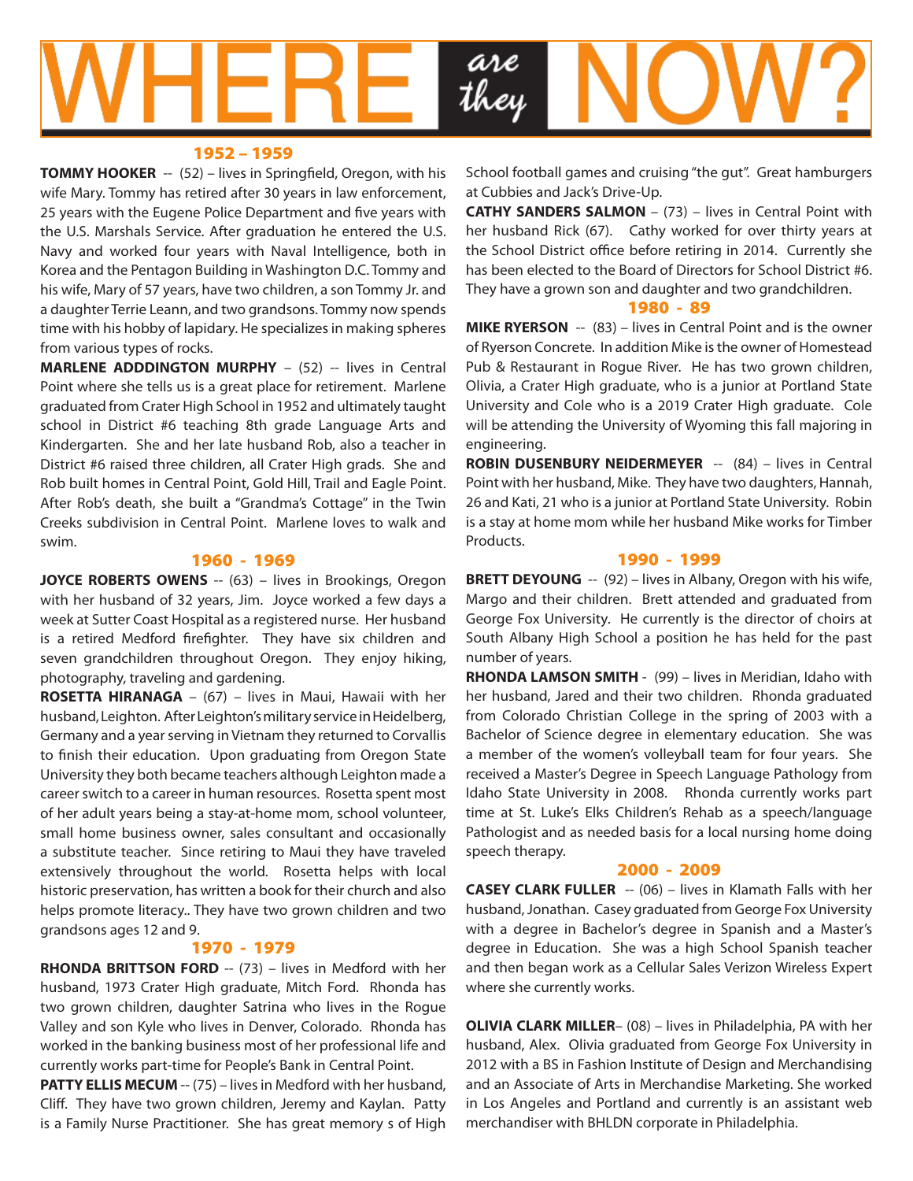# WHERE *are they* NOW?

## 1952 – 1959

**TOMMY HOOKER** -- (52) – lives in Springfield, Oregon, with his wife Mary. Tommy has retired after 30 years in law enforcement, 25 years with the Eugene Police Department and five years with the U.S. Marshals Service. After graduation he entered the U.S. Navy and worked four years with Naval Intelligence, both in Korea and the Pentagon Building in Washington D.C. Tommy and his wife, Mary of 57 years, have two children, a son Tommy Jr. and a daughter Terrie Leann, and two grandsons. Tommy now spends time with his hobby of lapidary. He specializes in making spheres from various types of rocks.

**MARLENE ADDDINGTON MURPHY** – (52) -- lives in Central Point where she tells us is a great place for retirement. Marlene graduated from Crater High School in 1952 and ultimately taught school in District #6 teaching 8th grade Language Arts and Kindergarten. She and her late husband Rob, also a teacher in District #6 raised three children, all Crater High grads. She and Rob built homes in Central Point, Gold Hill, Trail and Eagle Point. After Rob's death, she built a "Grandma's Cottage" in the Twin Creeks subdivision in Central Point. Marlene loves to walk and swim.

## 1960 - 1969

**JOYCE ROBERTS OWENS** -- (63) – lives in Brookings, Oregon with her husband of 32 years, Jim. Joyce worked a few days a week at Sutter Coast Hospital as a registered nurse. Her husband is a retired Medford firefighter. They have six children and seven grandchildren throughout Oregon. They enjoy hiking, photography, traveling and gardening.

**ROSETTA HIRANAGA** – (67) – lives in Maui, Hawaii with her husband, Leighton. After Leighton's military service in Heidelberg, Germany and a year serving in Vietnam they returned to Corvallis to finish their education. Upon graduating from Oregon State University they both became teachers although Leighton made a career switch to a career in human resources. Rosetta spent most of her adult years being a stay-at-home mom, school volunteer, small home business owner, sales consultant and occasionally a substitute teacher. Since retiring to Maui they have traveled extensively throughout the world. Rosetta helps with local historic preservation, has written a book for their church and also helps promote literacy.. They have two grown children and two grandsons ages 12 and 9.

## 1970 - 1979

**RHONDA BRITTSON FORD** -- (73) – lives in Medford with her husband, 1973 Crater High graduate, Mitch Ford. Rhonda has two grown children, daughter Satrina who lives in the Rogue Valley and son Kyle who lives in Denver, Colorado. Rhonda has worked in the banking business most of her professional life and currently works part-time for People's Bank in Central Point.

**PATTY ELLIS MECUM** -- (75) – lives in Medford with her husband, Cliff. They have two grown children, Jeremy and Kaylan. Patty is a Family Nurse Practitioner. She has great memory s of High School football games and cruising "the gut". Great hamburgers at Cubbies and Jack's Drive-Up.

**CATHY SANDERS SALMON** – (73) – lives in Central Point with her husband Rick (67). Cathy worked for over thirty years at the School District office before retiring in 2014. Currently she has been elected to the Board of Directors for School District #6. They have a grown son and daughter and two grandchildren.

## 1980 - 89

**MIKE RYERSON** -- (83) – lives in Central Point and is the owner of Ryerson Concrete. In addition Mike is the owner of Homestead Pub & Restaurant in Rogue River. He has two grown children, Olivia, a Crater High graduate, who is a junior at Portland State University and Cole who is a 2019 Crater High graduate. Cole will be attending the University of Wyoming this fall majoring in engineering.

**ROBIN DUSENBURY NEIDERMEYER** -- (84) – lives in Central Point with her husband, Mike. They have two daughters, Hannah, 26 and Kati, 21 who is a junior at Portland State University. Robin is a stay at home mom while her husband Mike works for Timber Products.

## 1990 - 1999

**BRETT DEYOUNG** -- (92) – lives in Albany, Oregon with his wife, Margo and their children. Brett attended and graduated from George Fox University. He currently is the director of choirs at South Albany High School a position he has held for the past number of years.

**RHONDA LAMSON SMITH** - (99) – lives in Meridian, Idaho with her husband, Jared and their two children. Rhonda graduated from Colorado Christian College in the spring of 2003 with a Bachelor of Science degree in elementary education. She was a member of the women's volleyball team for four years. She received a Master's Degree in Speech Language Pathology from Idaho State University in 2008. Rhonda currently works part time at St. Luke's Elks Children's Rehab as a speech/language Pathologist and as needed basis for a local nursing home doing speech therapy.

## 2000 - 2009

**CASEY CLARK FULLER** -- (06) – lives in Klamath Falls with her husband, Jonathan. Casey graduated from George Fox University with a degree in Bachelor's degree in Spanish and a Master's degree in Education. She was a high School Spanish teacher and then began work as a Cellular Sales Verizon Wireless Expert where she currently works.

**OLIVIA CLARK MILLER**– (08) – lives in Philadelphia, PA with her husband, Alex. Olivia graduated from George Fox University in 2012 with a BS in Fashion Institute of Design and Merchandising and an Associate of Arts in Merchandise Marketing. She worked in Los Angeles and Portland and currently is an assistant web merchandiser with BHLDN corporate in Philadelphia.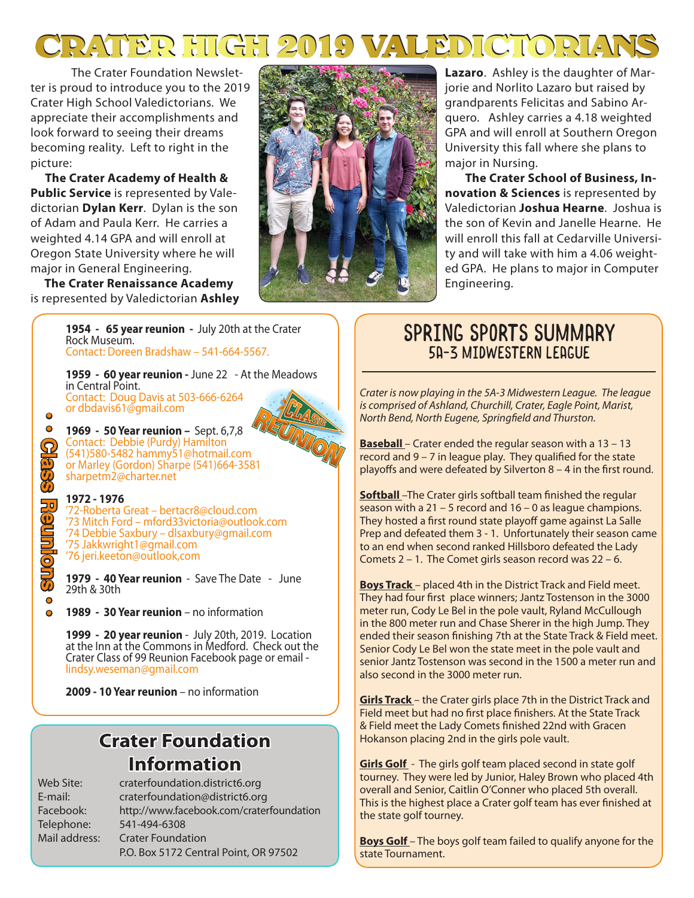# CRATER HIGH 2019 VALEDICTORIANS

The Crater Foundation Newsletter is proud to introduce you to the 2019 Crater High School Valedictorians. We appreciate their accomplishments and look forward to seeing their dreams becoming reality. Left to right in the picture:

**The Crater Academy of Health & Public Service** is represented by Valedictorian **Dylan Kerr**. Dylan is the son of Adam and Paula Kerr. He carries a weighted 4.14 GPA and will enroll at Oregon State University where he will major in General Engineering.

**The Crater Renaissance Academy** is represented by Valedictorian **Ashley Lazaro**. Ashley is the daughter of Marjorie and Norlito Lazaro but raised by grandparents Felicitas and Sabino Arquero. Ashley carries a 4.18 weighted GPA and will enroll at Southern Oregon University this fall where she plans to major in Nursing.

**The Crater School of Business, Innovation & Sciences** is represented by Valedictorian **Joshua Hearne**. Joshua is the son of Kevin and Janelle Hearne. He will enroll this fall at Cedarville University and will take with him a 4.06 weighted GPA. He plans to major in Computer Engineering.

## Class Reunions

**1954 - 65 year reunion -** July 20th at the Crater Rock Museum.
Contact: Doreen Bradshaw – 541-664-5567.

**1959 - 60 year reunion -** June 22 - At the Meadows in Central Point.
Contact: Doug Davis at 503-666-6264 or dbdavis61@gmail.com

**1969 - 50 Year reunion –** Sept. 6,7,8
Contact: Debbie (Purdy) Hamilton (541)580-5482 hammy51@hotmail.com or Marley (Gordon) Sharpe (541)664-3581 sharpetm2@charter.net

**1972 - 1976**
'72-Roberta Great – bertacr8@cloud.com
'73 Mitch Ford – mford33victoria@outlook.com
'74 Debbie Saxbury – dlsaxbury@gmail.com
'75 Jakkwright1@gmail.com
'76 jeri.keeton@outlook,com

**1979 - 40 Year reunion** - Save The Date - June 29th & 30th

**1989 - 30 Year reunion** – no information

**1999 - 20 year reunion** - July 20th, 2019. Location at the Inn at the Commons in Medford. Check out the Crater Class of 99 Reunion Facebook page or email - lindsy.weseman@gmail.com

**2009 - 10 Year reunion** – no information

## Crater Foundation Information

| | |
|---|---|
| Web Site: | craterfoundation.district6.org |
| E-mail: | craterfoundation@district6.org |
| Facebook: | http://www.facebook.com/craterfoundation |
| Telephone: | 541-494-6308 |
| Mail address: | Crater Foundation<br>P.O. Box 5172 Central Point, OR 97502 |

## SPRING SPORTS SUMMARY
### 5A-3 MIDWESTERN LEAGUE

*Crater is now playing in the 5A-3 Midwestern League. The league is comprised of Ashland, Churchill, Crater, Eagle Point, Marist, North Bend, North Eugene, Springfield and Thurston.*

**Baseball** – Crater ended the regular season with a 13 – 13 record and 9 – 7 in league play. They qualified for the state playoffs and were defeated by Silverton 8 – 4 in the first round.

**Softball** –The Crater girls softball team finished the regular season with a 21 – 5 record and 16 – 0 as league champions. They hosted a first round state playoff game against La Salle Prep and defeated them 3 - 1. Unfortunately their season came to an end when second ranked Hillsboro defeated the Lady Comets 2 – 1. The Comet girls season record was 22 – 6.

**Boys Track** – placed 4th in the District Track and Field meet. They had four first place winners; Jantz Tostenson in the 3000 meter run, Cody Le Bel in the pole vault, Ryland McCullough in the 800 meter run and Chase Sherer in the high Jump. They ended their season finishing 7th at the State Track & Field meet. Senior Cody Le Bel won the state meet in the pole vault and senior Jantz Tostenson was second in the 1500 a meter run and also second in the 3000 meter run.

**Girls Track** – the Crater girls place 7th in the District Track and Field meet but had no first place finishers. At the State Track & Field meet the Lady Comets finished 22nd with Gracen Hokanson placing 2nd in the girls pole vault.

**Girls Golf** - The girls golf team placed second in state golf tourney. They were led by Junior, Haley Brown who placed 4th overall and Senior, Caitlin O'Conner who placed 5th overall. This is the highest place a Crater golf team has ever finished at the state golf tourney.

**Boys Golf** – The boys golf team failed to qualify anyone for the state Tournament.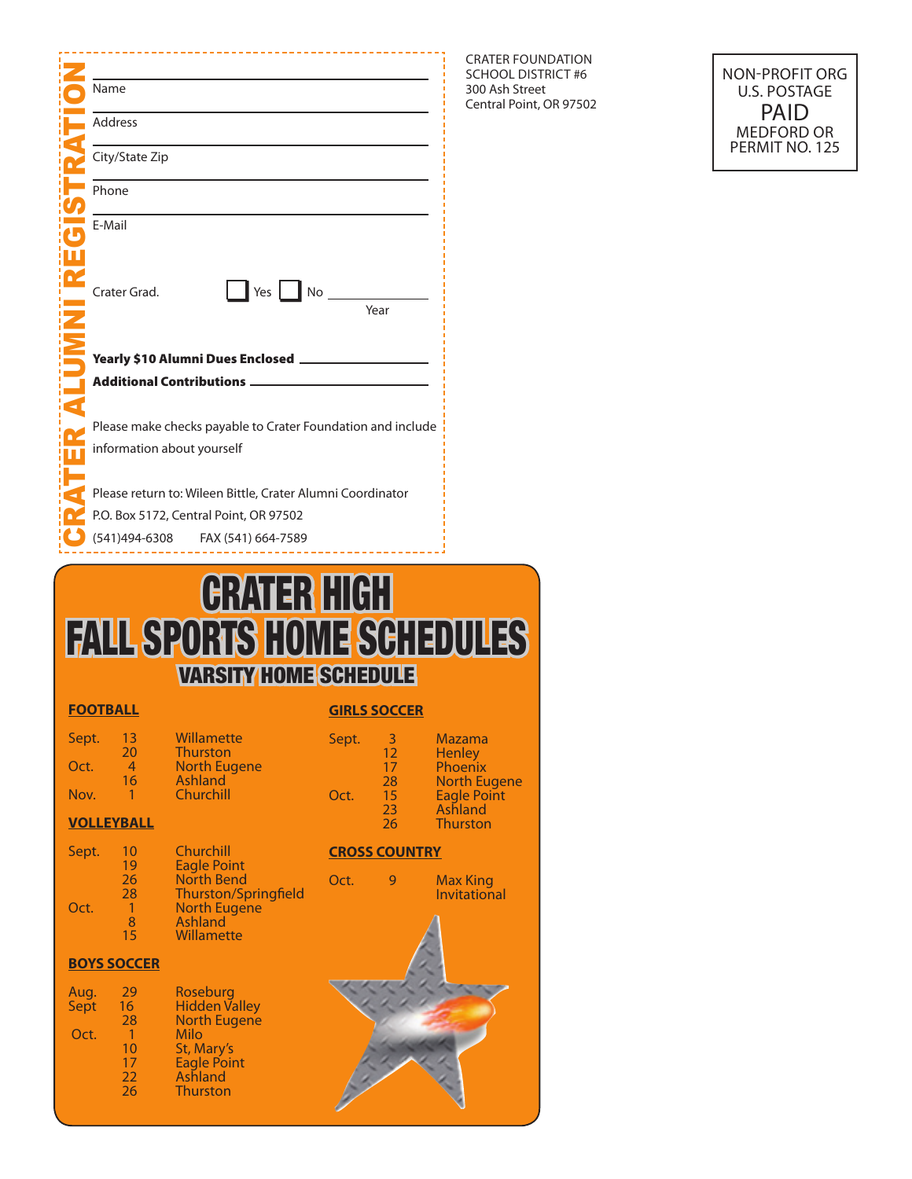## CRATER ALUMNI REGISTRATION

Name ______________________________

Address ______________________________

City/State Zip ______________________________

Phone ______________________________

E-Mail ______________________________

Crater Grad. ☐ Yes ☐ No ____________ Year

**Yearly $10 Alumni Dues Enclosed** ____________

**Additional Contributions** ____________

Please make checks payable to Crater Foundation and include information about yourself

Please return to: Wileen Bittle, Crater Alumni Coordinator
P.O. Box 5172, Central Point, OR 97502
(541)494-6308 FAX (541) 664-7589

CRATER FOUNDATION
SCHOOL DISTRICT #6
300 Ash Street
Central Point, OR 97502

NON-PROFIT ORG
U.S. POSTAGE
PAID
MEDFORD OR
PERMIT NO. 125

# CRATER HIGH FALL SPORTS HOME SCHEDULES

## VARSITY HOME SCHEDULE

### FOOTBALL

| | | |
|---|---|---|
| Sept. | 13 | Willamette |
| | 20 | Thurston |
| Oct. | 4 | North Eugene |
| | 16 | Ashland |
| Nov. | 1 | Churchill |

### VOLLEYBALL

| | | |
|---|---|---|
| Sept. | 10 | Churchill |
| | 19 | Eagle Point |
| | 26 | North Bend |
| | 28 | Thurston/Springfield |
| Oct. | 1 | North Eugene |
| | 8 | Ashland |
| | 15 | Willamette |

### BOYS SOCCER

| | | |
|---|---|---|
| Aug. | 29 | Roseburg |
| Sept | 16 | Hidden Valley |
| | 28 | North Eugene |
| Oct. | 1 | Milo |
| | 10 | St, Mary's |
| | 17 | Eagle Point |
| | 22 | Ashland |
| | 26 | Thurston |

### GIRLS SOCCER

| | | |
|---|---|---|
| Sept. | 3 | Mazama |
| | 12 | Henley |
| | 17 | Phoenix |
| | 28 | North Eugene |
| Oct. | 15 | Eagle Point |
| | 23 | Ashland |
| | 26 | Thurston |

### CROSS COUNTRY

| | | |
|---|---|---|
| Oct. | 9 | Max King Invitational |